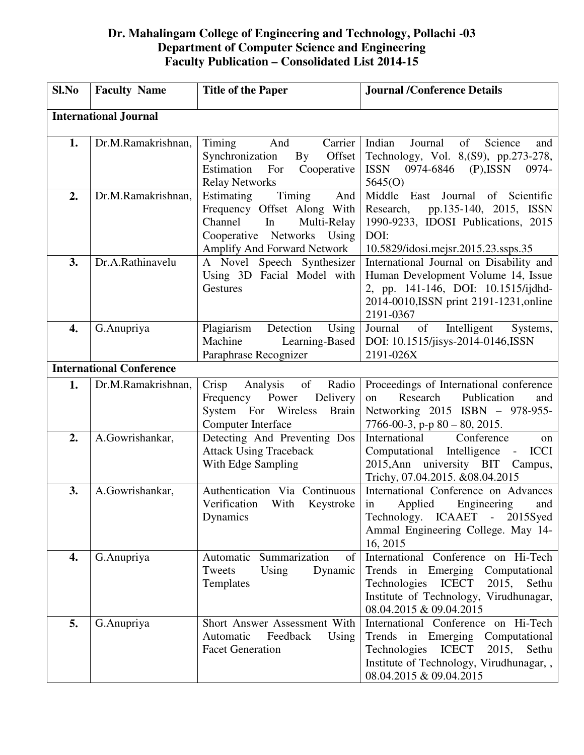# Dr. Mahalingam College of Engineering and Technology, Pollachi -03
## Department of Computer Science and Engineering
## Faculty Publication – Consolidated List 2014-15

| Sl.No | Faculty Name | Title of the Paper | Journal /Conference Details |
|---|---|---|---|
| **International Journal** | | | |
| **1.** | Dr.M.Ramakrishnan, | Timing And Carrier Synchronization By Offset Estimation For Cooperative Relay Networks | Indian Journal of Science and Technology, Vol. 8,(S9), pp.273-278, ISSN 0974-6846 (P),ISSN 0974-5645(O) |
| **2.** | Dr.M.Ramakrishnan, | Estimating Timing And Frequency Offset Along With Channel In Multi-Relay Cooperative Networks Using Amplify And Forward Network | Middle East Journal of Scientific Research, pp.135-140, 2015, ISSN 1990-9233, IDOSI Publications, 2015 DOI: 10.5829/idosi.mejsr.2015.23.ssps.35 |
| **3.** | Dr.A.Rathinavelu | A Novel Speech Synthesizer Using 3D Facial Model with Gestures | International Journal on Disability and Human Development Volume 14, Issue 2, pp. 141-146, DOI: 10.1515/ijdhd-2014-0010,ISSN print 2191-1231,online 2191-0367 |
| **4.** | G.Anupriya | Plagiarism Detection Using Machine Learning-Based Paraphrase Recognizer | Journal of Intelligent Systems, DOI: 10.1515/jisys-2014-0146,ISSN 2191-026X |
| **International Conference** | | | |
| **1.** | Dr.M.Ramakrishnan, | Crisp Analysis of Radio Frequency Power Delivery System For Wireless Brain Computer Interface | Proceedings of International conference on Research Publication and Networking 2015 ISBN – 978-955-7766-00-3, p-p 80 – 80, 2015. |
| **2.** | A.Gowrishankar, | Detecting And Preventing Dos Attack Using Traceback With Edge Sampling | International Conference on Computational Intelligence - ICCI 2015,Ann university BIT Campus, Trichy, 07.04.2015. &08.04.2015 |
| **3.** | A.Gowrishankar, | Authentication Via Continuous Verification With Keystroke Dynamics | International Conference on Advances in Applied Engineering and Technology. ICAAET - 2015Syed Ammal Engineering College. May 14-16, 2015 |
| **4.** | G.Anupriya | Automatic Summarization of Tweets Using Dynamic Templates | International Conference on Hi-Tech Trends in Emerging Computational Technologies ICECT 2015, Sethu Institute of Technology, Virudhunagar, 08.04.2015 & 09.04.2015 |
| **5.** | G.Anupriya | Short Answer Assessment With Automatic Feedback Using Facet Generation | International Conference on Hi-Tech Trends in Emerging Computational Technologies ICECT 2015, Sethu Institute of Technology, Virudhunagar, , 08.04.2015 & 09.04.2015 |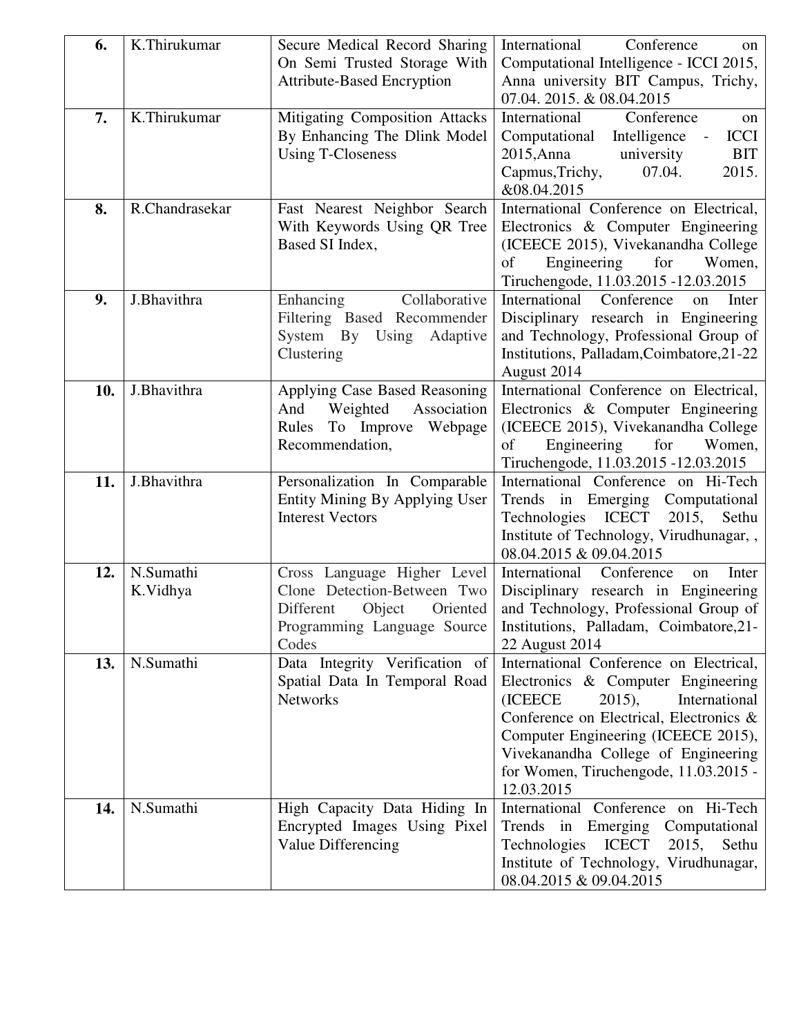| | | | |
|---|---|---|---|
| **6.** | K.Thirukumar | Secure Medical Record Sharing On Semi Trusted Storage With Attribute-Based Encryption | International Conference on Computational Intelligence - ICCI 2015, Anna university BIT Campus, Trichy, 07.04. 2015. & 08.04.2015 |
| **7.** | K.Thirukumar | Mitigating Composition Attacks By Enhancing The Dlink Model Using T-Closeness | International Conference on Computational Intelligence - ICCI 2015,Anna university BIT Capmus,Trichy, 07.04. 2015. &08.04.2015 |
| **8.** | R.Chandrasekar | Fast Nearest Neighbor Search With Keywords Using QR Tree Based SI Index, | International Conference on Electrical, Electronics & Computer Engineering (ICEECE 2015), Vivekanandha College of Engineering for Women, Tiruchengode, 11.03.2015 -12.03.2015 |
| **9.** | J.Bhavithra | Enhancing Collaborative Filtering Based Recommender System By Using Adaptive Clustering | International Conference on Inter Disciplinary research in Engineering and Technology, Professional Group of Institutions, Palladam,Coimbatore,21-22 August 2014 |
| **10.** | J.Bhavithra | Applying Case Based Reasoning And Weighted Association Rules To Improve Webpage Recommendation, | International Conference on Electrical, Electronics & Computer Engineering (ICEECE 2015), Vivekanandha College of Engineering for Women, Tiruchengode, 11.03.2015 -12.03.2015 |
| **11.** | J.Bhavithra | Personalization In Comparable Entity Mining By Applying User Interest Vectors | International Conference on Hi-Tech Trends in Emerging Computational Technologies ICECT 2015, Sethu Institute of Technology, Virudhunagar, , 08.04.2015 & 09.04.2015 |
| **12.** | N.Sumathi<br>K.Vidhya | Cross Language Higher Level Clone Detection-Between Two Different Object Oriented Programming Language Source Codes | International Conference on Inter Disciplinary research in Engineering and Technology, Professional Group of Institutions, Palladam, Coimbatore,21-22 August 2014 |
| **13.** | N.Sumathi | Data Integrity Verification of Spatial Data In Temporal Road Networks | International Conference on Electrical, Electronics & Computer Engineering (ICEECE 2015), International Conference on Electrical, Electronics & Computer Engineering (ICEECE 2015), Vivekanandha College of Engineering for Women, Tiruchengode, 11.03.2015 -12.03.2015 |
| **14.** | N.Sumathi | High Capacity Data Hiding In Encrypted Images Using Pixel Value Differencing | International Conference on Hi-Tech Trends in Emerging Computational Technologies ICECT 2015, Sethu Institute of Technology, Virudhunagar, 08.04.2015 & 09.04.2015 |